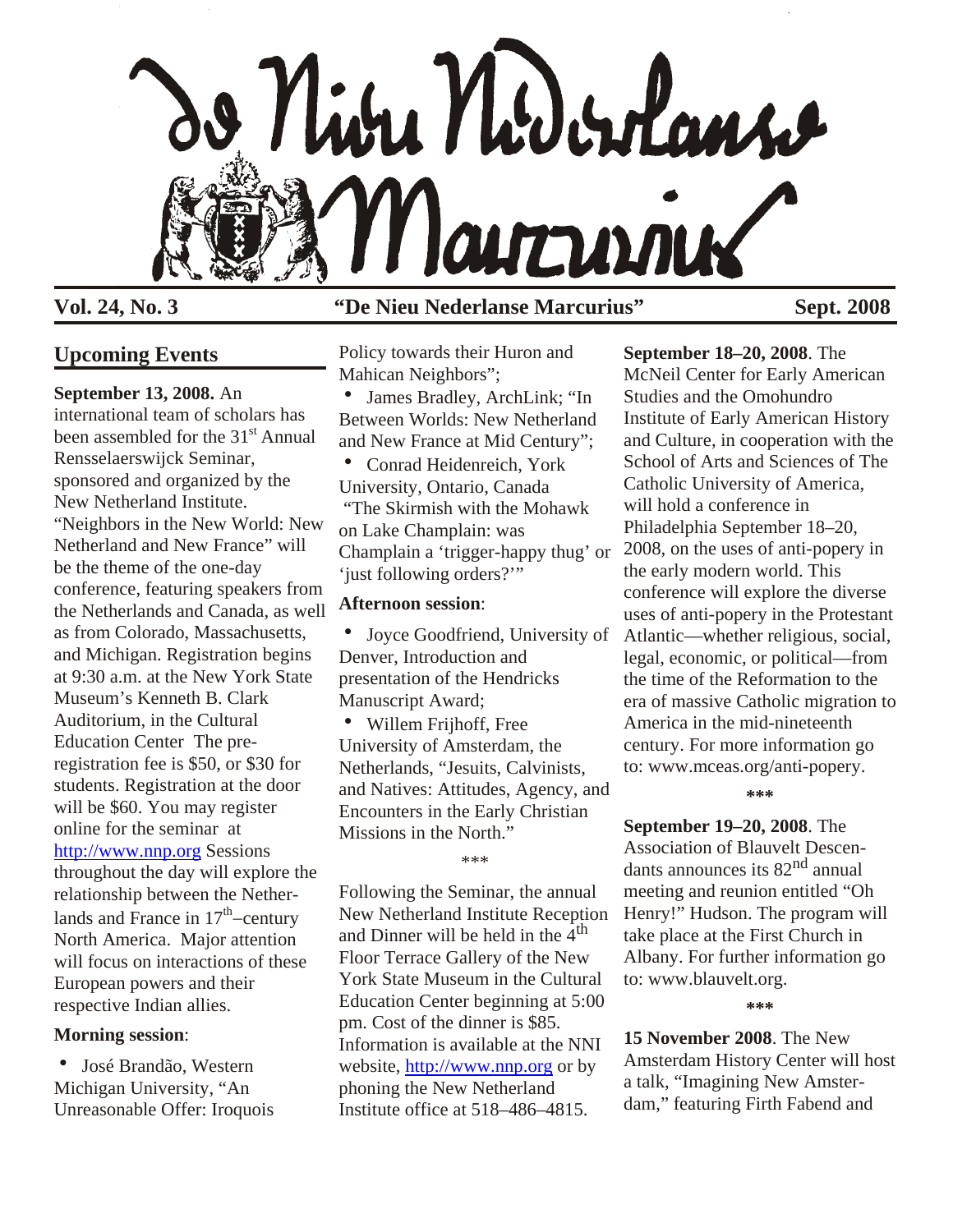# De Nieu Nederlanse Marcurius

**Vol. 24, No. 3** **"De Nieu Nederlanse Marcurius"** **Sept. 2008**

## Upcoming Events

**September 13, 2008.** An international team of scholars has been assembled for the 31st Annual Rensselaerswijck Seminar, sponsored and organized by the New Netherland Institute. "Neighbors in the New World: New Netherland and New France" will be the theme of the one-day conference, featuring speakers from the Netherlands and Canada, as well as from Colorado, Massachusetts, and Michigan. Registration begins at 9:30 a.m. at the New York State Museum's Kenneth B. Clark Auditorium, in the Cultural Education Center The pre-registration fee is $50, or $30 for students. Registration at the door will be $60. You may register online for the seminar at http://www.nnp.org Sessions throughout the day will explore the relationship between the Netherlands and France in 17th–century North America. Major attention will focus on interactions of these European powers and their respective Indian allies.

**Morning session**:

- José Brandão, Western Michigan University, "An Unreasonable Offer: Iroquois Policy towards their Huron and Mahican Neighbors";
- James Bradley, ArchLink; "In Between Worlds: New Netherland and New France at Mid Century";
- Conrad Heidenreich, York University, Ontario, Canada "The Skirmish with the Mohawk on Lake Champlain: was Champlain a 'trigger-happy thug' or 'just following orders?'"

**Afternoon session**:

- Joyce Goodfriend, University of Denver, Introduction and presentation of the Hendricks Manuscript Award;
- Willem Frijhoff, Free University of Amsterdam, the Netherlands, "Jesuits, Calvinists, and Natives: Attitudes, Agency, and Encounters in the Early Christian Missions in the North."

\*\*\*

Following the Seminar, the annual New Netherland Institute Reception and Dinner will be held in the 4th Floor Terrace Gallery of the New York State Museum in the Cultural Education Center beginning at 5:00 pm. Cost of the dinner is $85. Information is available at the NNI website, http://www.nnp.org or by phoning the New Netherland Institute office at 518–486–4815.

**September 18–20, 2008**. The McNeil Center for Early American Studies and the Omohundro Institute of Early American History and Culture, in cooperation with the School of Arts and Sciences of The Catholic University of America, will hold a conference in Philadelphia September 18–20, 2008, on the uses of anti-popery in the early modern world. This conference will explore the diverse uses of anti-popery in the Protestant Atlantic—whether religious, social, legal, economic, or political—from the time of the Reformation to the era of massive Catholic migration to America in the mid-nineteenth century. For more information go to: www.mceas.org/anti-popery.

\*\*\*

**September 19–20, 2008**. The Association of Blauvelt Descendants announces its 82nd annual meeting and reunion entitled "Oh Henry!" Hudson. The program will take place at the First Church in Albany. For further information go to: www.blauvelt.org.

\*\*\*

**15 November 2008**. The New Amsterdam History Center will host a talk, "Imagining New Amsterdam," featuring Firth Fabend and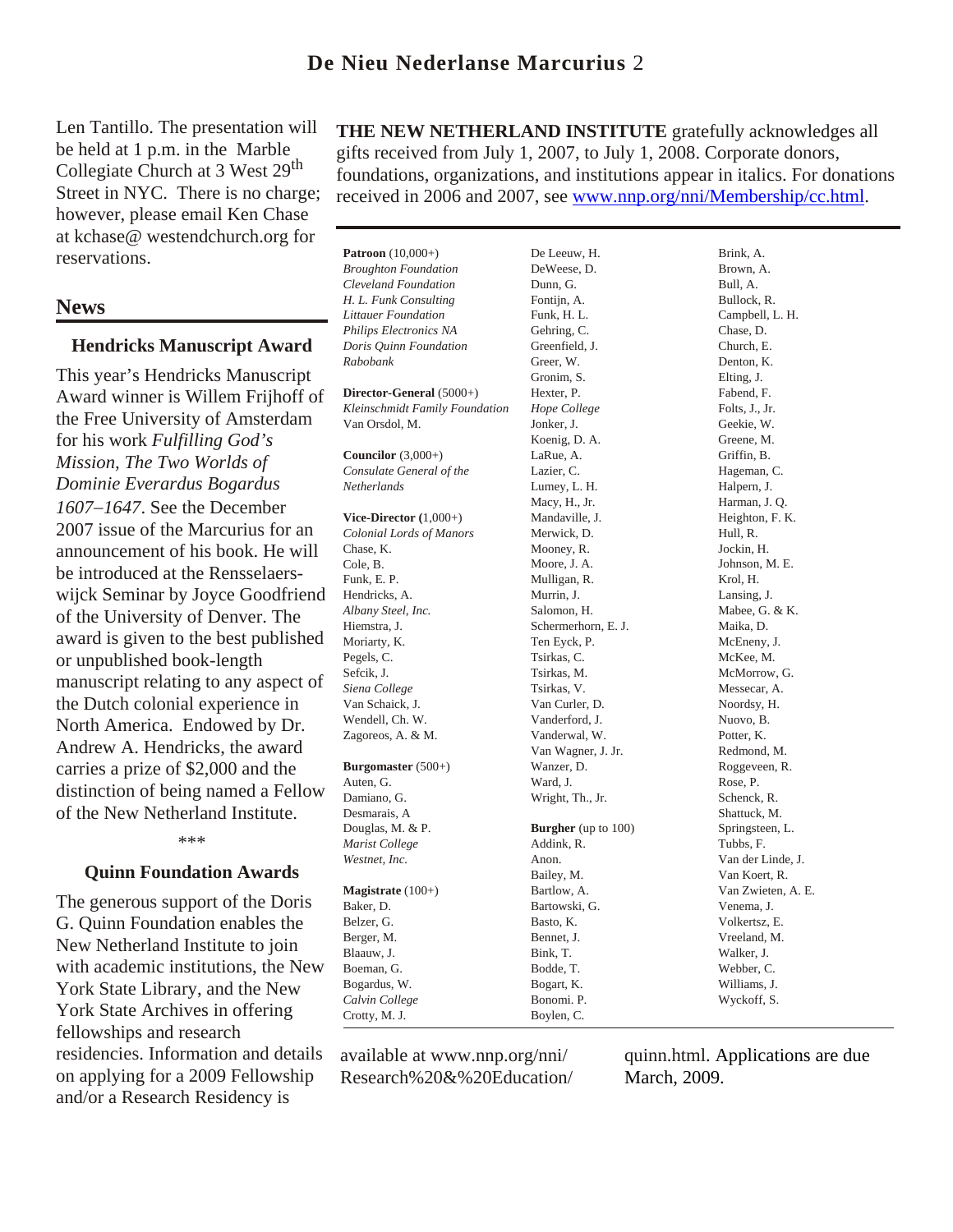Len Tantillo. The presentation will be held at 1 p.m. in the Marble Collegiate Church at 3 West 29th Street in NYC. There is no charge; however, please email Ken Chase at kchase@ westendchurch.org for reservations.

## News

### Hendricks Manuscript Award

This year's Hendricks Manuscript Award winner is Willem Frijhoff of the Free University of Amsterdam for his work *Fulfilling God's Mission, The Two Worlds of Dominie Everardus Bogardus 1607–1647*. See the December 2007 issue of the Marcurius for an announcement of his book. He will be introduced at the Rensselaerswijck Seminar by Joyce Goodfriend of the University of Denver. The award is given to the best published or unpublished book-length manuscript relating to any aspect of the Dutch colonial experience in North America. Endowed by Dr. Andrew A. Hendricks, the award carries a prize of $2,000 and the distinction of being named a Fellow of the New Netherland Institute.

\*\*\*

### Quinn Foundation Awards

The generous support of the Doris G. Quinn Foundation enables the New Netherland Institute to join with academic institutions, the New York State Library, and the New York State Archives in offering fellowships and research residencies. Information and details on applying for a 2009 Fellowship and/or a Research Residency is available at www.nnp.org/nni/Research%20&%20Education/quinn.html. Applications are due March, 2009.

---

**THE NEW NETHERLAND INSTITUTE** gratefully acknowledges all gifts received from July 1, 2007, to July 1, 2008. Corporate donors, foundations, organizations, and institutions appear in italics. For donations received in 2006 and 2007, see www.nnp.org/nni/Membership/cc.html.

**Patroon** (10,000+)
*Broughton Foundation*
*Cleveland Foundation*
*H. L. Funk Consulting*
*Littauer Foundation*
*Philips Electronics NA*
*Doris Quinn Foundation*
*Rabobank*

**Director-General** (5000+)
*Kleinschmidt Family Foundation*
Van Orsdol, M.

**Councilor** (3,000+)
*Consulate General of the Netherlands*

**Vice-Director (**1,000+)
*Colonial Lords of Manors*
Chase, K.
Cole, B.
Funk, E. P.
Hendricks, A.
*Albany Steel, Inc.*
Hiemstra, J.
Moriarty, K.
Pegels, C.
Sefcik, J.
*Siena College*
Van Schaick, J.
Wendell, Ch. W.
Zagoreos, A. & M.

**Burgomaster** (500+)
Auten, G.
Damiano, G.
Desmarais, A
Douglas, M. & P.
*Marist College*
*Westnet, Inc.*

**Magistrate** (100+)
Baker, D.
Belzer, G.
Berger, M.
Blaauw, J.
Boeman, G.
Bogardus, W.
*Calvin College*
Crotty, M. J.
De Leeuw, H.
DeWeese, D.
Dunn, G.
Fontijn, A.
Funk, H. L.
Gehring, C.
Greenfield, J.
Greer, W.
Gronim, S.
Hexter, P.
*Hope College*
Jonker, J.
Koenig, D. A.
LaRue, A.
Lazier, C.
Lumey, L. H.
Macy, H., Jr.
Mandaville, J.
Merwick, D.
Mooney, R.
Moore, J. A.
Mulligan, R.
Murrin, J.
Salomon, H.
Schermerhorn, E. J.
Ten Eyck, P.
Tsirkas, C.
Tsirkas, M.
Tsirkas, V.
Van Curler, D.
Vanderford, J.
Vanderwal, W.
Van Wagner, J. Jr.
Wanzer, D.
Ward, J.
Wright, Th., Jr.

**Burgher** (up to 100)
Addink, R.
Anon.
Bailey, M.
Bartlow, A.
Bartowski, G.
Basto, K.
Bennet, J.
Bink, T.
Bodde, T.
Bogart, K.
Bonomi. P.
Boylen, C.
Brink, A.
Brown, A.
Bull, A.
Bullock, R.
Campbell, L. H.
Chase, D.
Church, E.
Denton, K.
Elting, J.
Fabend, F.
Folts, J., Jr.
Geekie, W.
Greene, M.
Griffin, B.
Hageman, C.
Halpern, J.
Harman, J. Q.
Heighton, F. K.
Hull, R.
Jockin, H.
Johnson, M. E.
Krol, H.
Lansing, J.
Mabee, G. & K.
Maika, D.
McEneny, J.
McKee, M.
McMorrow, G.
Messecar, A.
Noordsy, H.
Nuovo, B.
Potter, K.
Redmond, M.
Roggeveen, R.
Rose, P.
Schenck, R.
Shattuck, M.
Springsteen, L.
Tubbs, F.
Van der Linde, J.
Van Koert, R.
Van Zwieten, A. E.
Venema, J.
Volkertsz, E.
Vreeland, M.
Walker, J.
Webber, C.
Williams, J.
Wyckoff, S.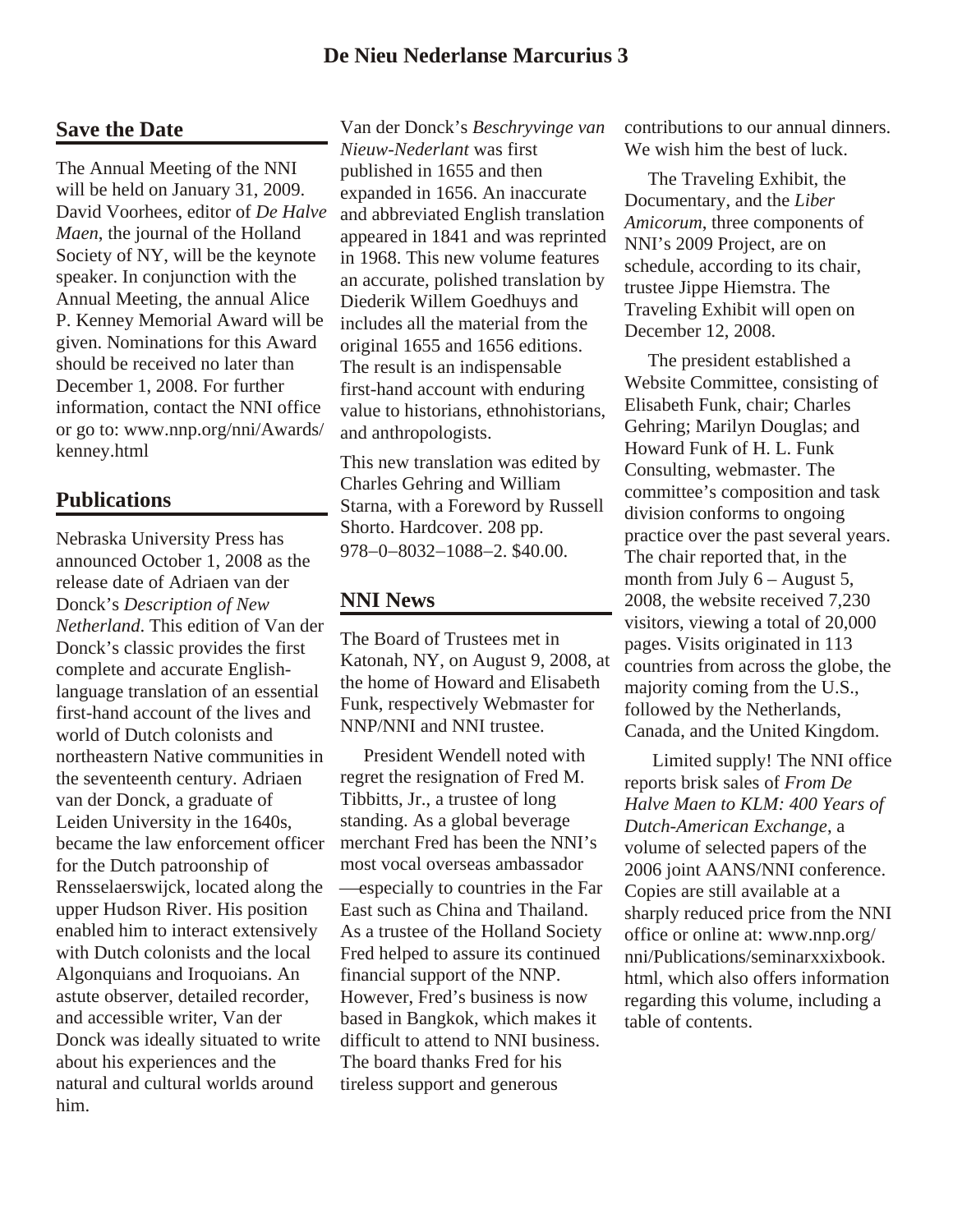## Save the Date

The Annual Meeting of the NNI will be held on January 31, 2009. David Voorhees, editor of *De Halve Maen*, the journal of the Holland Society of NY, will be the keynote speaker. In conjunction with the Annual Meeting, the annual Alice P. Kenney Memorial Award will be given. Nominations for this Award should be received no later than December 1, 2008. For further information, contact the NNI office or go to: www.nnp.org/nni/Awards/kenney.html

## Publications

Nebraska University Press has announced October 1, 2008 as the release date of Adriaen van der Donck's *Description of New Netherland*. This edition of Van der Donck's classic provides the first complete and accurate English-language translation of an essential first-hand account of the lives and world of Dutch colonists and northeastern Native communities in the seventeenth century. Adriaen van der Donck, a graduate of Leiden University in the 1640s, became the law enforcement officer for the Dutch patroonship of Rensselaerswijck, located along the upper Hudson River. His position enabled him to interact extensively with Dutch colonists and the local Algonquians and Iroquoians. An astute observer, detailed recorder, and accessible writer, Van der Donck was ideally situated to write about his experiences and the natural and cultural worlds around him.

Van der Donck's *Beschryvinge van Nieuw-Nederlant* was first published in 1655 and then expanded in 1656. An inaccurate and abbreviated English translation appeared in 1841 and was reprinted in 1968. This new volume features an accurate, polished translation by Diederik Willem Goedhuys and includes all the material from the original 1655 and 1656 editions. The result is an indispensable first-hand account with enduring value to historians, ethnohistorians, and anthropologists.

This new translation was edited by Charles Gehring and William Starna, with a Foreword by Russell Shorto. Hardcover. 208 pp. 978–0–8032–1088–2. $40.00.

## NNI News

The Board of Trustees met in Katonah, NY, on August 9, 2008, at the home of Howard and Elisabeth Funk, respectively Webmaster for NNP/NNI and NNI trustee.

President Wendell noted with regret the resignation of Fred M. Tibbitts, Jr., a trustee of long standing. As a global beverage merchant Fred has been the NNI's most vocal overseas ambassador—especially to countries in the Far East such as China and Thailand. As a trustee of the Holland Society Fred helped to assure its continued financial support of the NNP. However, Fred's business is now based in Bangkok, which makes it difficult to attend to NNI business. The board thanks Fred for his tireless support and generous contributions to our annual dinners. We wish him the best of luck.

The Traveling Exhibit, the Documentary, and the *Liber Amicorum*, three components of NNI's 2009 Project, are on schedule, according to its chair, trustee Jippe Hiemstra. The Traveling Exhibit will open on December 12, 2008.

The president established a Website Committee, consisting of Elisabeth Funk, chair; Charles Gehring; Marilyn Douglas; and Howard Funk of H. L. Funk Consulting, webmaster. The committee's composition and task division conforms to ongoing practice over the past several years. The chair reported that, in the month from July 6 – August 5, 2008, the website received 7,230 visitors, viewing a total of 20,000 pages. Visits originated in 113 countries from across the globe, the majority coming from the U.S., followed by the Netherlands, Canada, and the United Kingdom.

Limited supply! The NNI office reports brisk sales of *From De Halve Maen to KLM: 400 Years of Dutch-American Exchange*, a volume of selected papers of the 2006 joint AANS/NNI conference. Copies are still available at a sharply reduced price from the NNI office or online at: www.nnp.org/nni/Publications/seminarxxixbook.html, which also offers information regarding this volume, including a table of contents.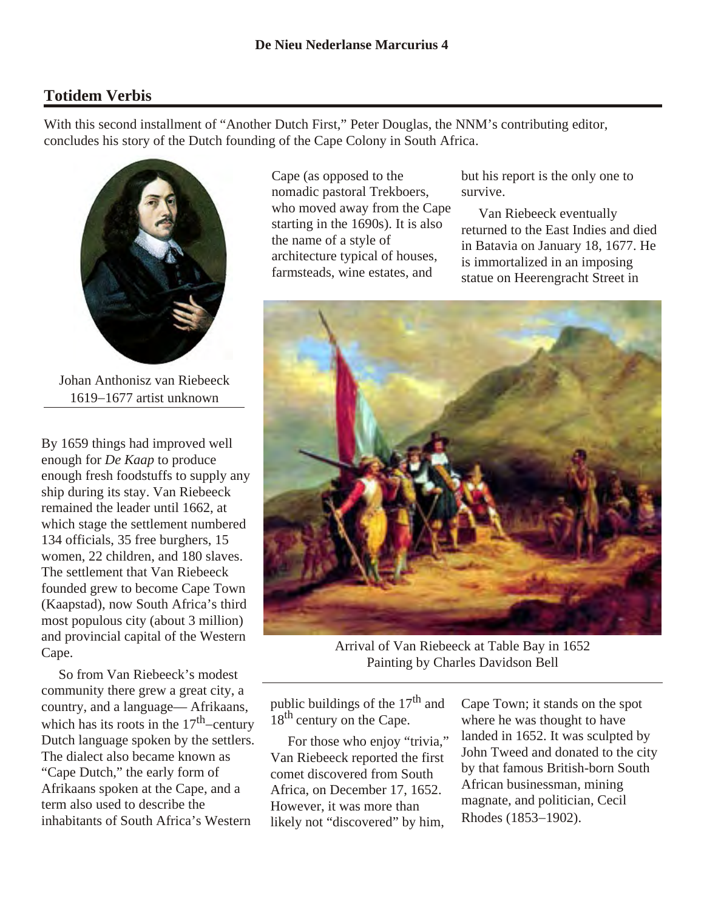## Totidem Verbis

With this second installment of “Another Dutch First,” Peter Douglas, the NNM’s contributing editor, concludes his story of the Dutch founding of the Cape Colony in South Africa.

Johan Anthonisz van Riebeeck
1619–1677 artist unknown

By 1659 things had improved well enough for *De Kaap* to produce enough fresh foodstuffs to supply any ship during its stay. Van Riebeeck remained the leader until 1662, at which stage the settlement numbered 134 officials, 35 free burghers, 15 women, 22 children, and 180 slaves. The settlement that Van Riebeeck founded grew to become Cape Town (Kaapstad), now South Africa’s third most populous city (about 3 million) and provincial capital of the Western Cape.

So from Van Riebeeck’s modest community there grew a great city, a country, and a language— Afrikaans, which has its roots in the 17th–century Dutch language spoken by the settlers. The dialect also became known as “Cape Dutch,” the early form of Afrikaans spoken at the Cape, and a term also used to describe the inhabitants of South Africa’s Western Cape (as opposed to the nomadic pastoral Trekboers, who moved away from the Cape starting in the 1690s). It is also the name of a style of architecture typical of houses, farmsteads, wine estates, and public buildings of the 17th and 18th century on the Cape.

For those who enjoy “trivia,” Van Riebeeck reported the first comet discovered from South Africa, on December 17, 1652. However, it was more than likely not “discovered” by him, but his report is the only one to survive.

Van Riebeeck eventually returned to the East Indies and died in Batavia on January 18, 1677. He is immortalized in an imposing statue on Heerengracht Street in Cape Town; it stands on the spot where he was thought to have landed in 1652. It was sculpted by John Tweed and donated to the city by that famous British-born South African businessman, mining magnate, and politician, Cecil Rhodes (1853–1902).

Arrival of Van Riebeeck at Table Bay in 1652
Painting by Charles Davidson Bell